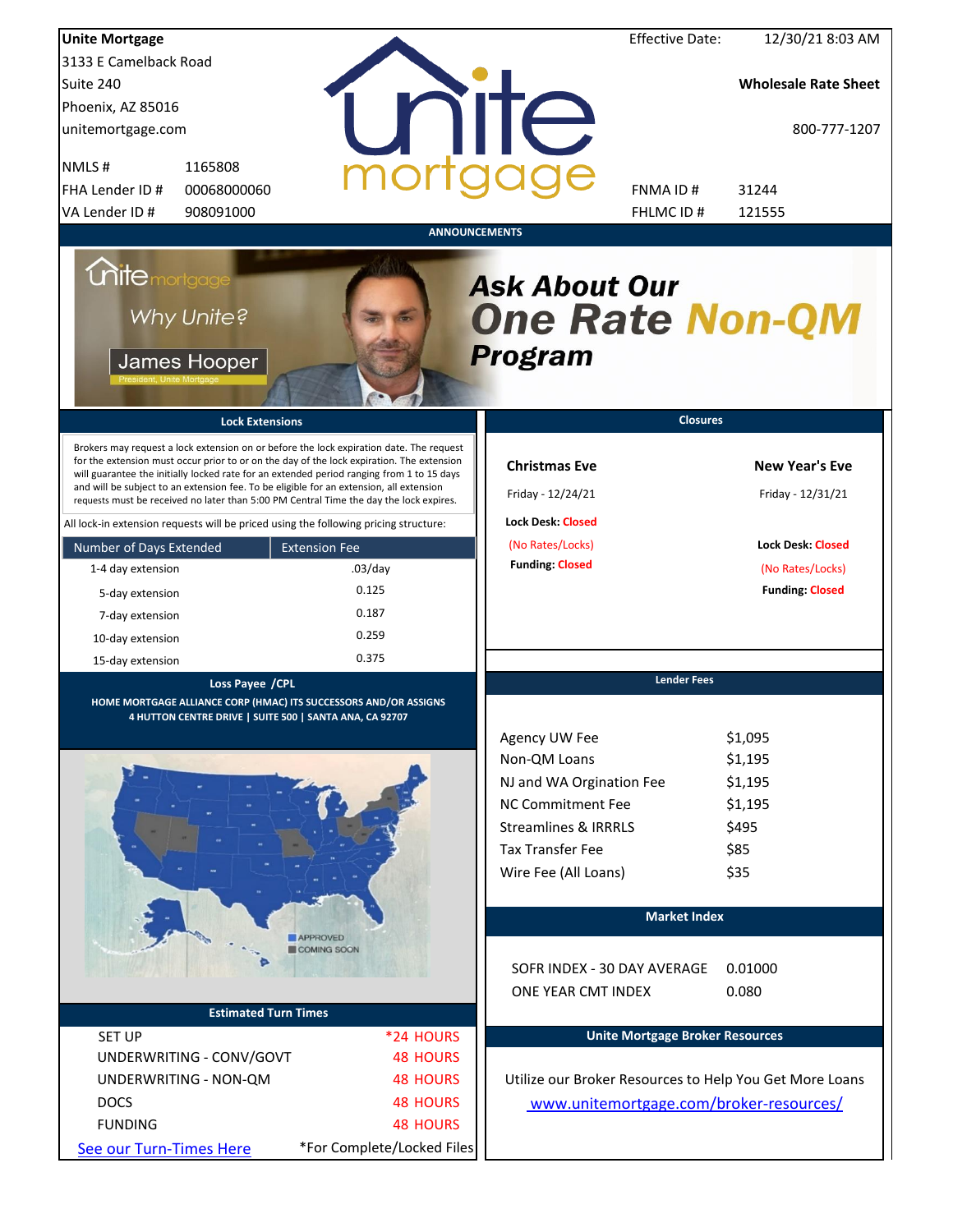**Unite Mortgage**
3133 E Camelback Road
Suite 240
Phoenix, AZ 85016
unitemortgage.com

| | |
|---|---|
| NMLS # | 1165808 |
| FHA Lender ID # | 00068000060 |
| VA Lender ID # | 908091000 |

Effective Date: 12/30/21 8:03 AM

**Wholesale Rate Sheet**

800-777-1207

| | |
|---|---|
| FNMA ID # | 31244 |
| FHLMC ID # | 121555 |

## ANNOUNCEMENTS

Why Unite?
James Hooper
President, Unite Mortgage

***Ask About Our One Rate Non-QM Program***

## Lock Extensions

Brokers may request a lock extension on or before the lock expiration date. The request for the extension must occur prior to or on the day of the lock expiration. The extension will guarantee the initially locked rate for an extended period ranging from 1 to 15 days and will be subject to an extension fee. To be eligible for an extension, all extension requests must be received no later than 5:00 PM Central Time the day the lock expires.

All lock-in extension requests will be priced using the following pricing structure:

| Number of Days Extended | Extension Fee |
|---|---|
| 1-4 day extension | .03/day |
| 5-day extension | 0.125 |
| 7-day extension | 0.187 |
| 10-day extension | 0.259 |
| 15-day extension | 0.375 |

## Closures

| Christmas Eve | New Year's Eve |
|---|---|
| Friday - 12/24/21 | Friday - 12/31/21 |
| Lock Desk: Closed | Lock Desk: Closed |
| (No Rates/Locks) | (No Rates/Locks) |
| Funding: Closed | Funding: Closed |

## Loss Payee /CPL

HOME MORTGAGE ALLIANCE CORP (HMAC) ITS SUCCESSORS AND/OR ASSIGNS
4 HUTTON CENTRE DRIVE | SUITE 500 | SANTA ANA, CA 92707

APPROVED
COMING SOON

## Lender Fees

| | |
|---|---|
| Agency UW Fee | $1,095 |
| Non-QM Loans | $1,195 |
| NJ and WA Orgination Fee | $1,195 |
| NC Commitment Fee | $1,195 |
| Streamlines & IRRRLS | $495 |
| Tax Transfer Fee | $85 |
| Wire Fee (All Loans) | $35 |

## Market Index

| | |
|---|---|
| SOFR INDEX - 30 DAY AVERAGE | 0.01000 |
| ONE YEAR CMT INDEX | 0.080 |

## Estimated Turn Times

| | |
|---|---|
| SET UP | *24 HOURS |
| UNDERWRITING - CONV/GOVT | 48 HOURS |
| UNDERWRITING - NON-QM | 48 HOURS |
| DOCS | 48 HOURS |
| FUNDING | 48 HOURS |

See our Turn-Times Here — *For Complete/Locked Files

## Unite Mortgage Broker Resources

Utilize our Broker Resources to Help You Get More Loans

www.unitemortgage.com/broker-resources/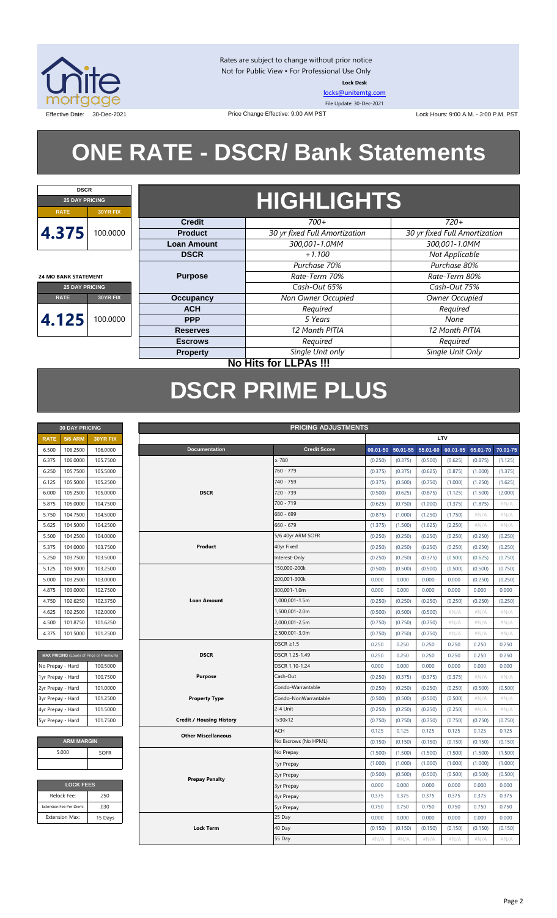Rates are subject to change without prior notice
Not for Public View • For Professional Use Only
**Lock Desk**
locks@unitemtg.com
File Update: 30-Dec-2021

Effective Date: 30-Dec-2021 | Price Change Effective: 9:00 AM PST | Lock Hours: 9:00 A.M. - 3:00 P.M. PST

# ONE RATE - DSCR/ Bank Statements

| DSCR | |
|---|---|
| **25 DAY PRICING** | |
| **RATE** | **30YR FIX** |
| 4.375 | 100.0000 |

| 24 MO BANK STATEMENT | |
|---|---|
| **25 DAY PRICING** | |
| **RATE** | **30YR FIX** |
| 4.125 | 100.0000 |

## HIGHLIGHTS

| | | |
|---|---|---|
| **Credit** | *700+* | *720+* |
| **Product** | *30 yr fixed Full Amortization* | *30 yr fixed Full Amortization* |
| **Loan Amount** | *300,001-1.0MM* | *300,001-1.0MM* |
| **DSCR** | *+1.100* | *Not Applicable* |
| **Purpose** | *Purchase 70%* | *Purchase 80%* |
| | *Rate-Term 70%* | *Rate-Term 80%* |
| | *Cash-Out 65%* | *Cash-Out 75%* |
| **Occupancy** | *Non Owner Occupied* | *Owner Occupied* |
| **ACH** | *Required* | *Required* |
| **PPP** | *5 Years* | *None* |
| **Reserves** | *12 Month PITIA* | *12 Month PITIA* |
| **Escrows** | *Required* | *Required* |
| **Property** | *Single Unit only* | *Single Unit Only* |

**No Hits for LLPAs !!!**

# DSCR PRIME PLUS

| 30 DAY PRICING | | |
|---|---|---|
| **RATE** | **5/6 ARM** | **30YR FIX** |
| 6.500 | 106.2500 | 106.0000 |
| 6.375 | 106.0000 | 105.7500 |
| 6.250 | 105.7500 | 105.5000 |
| 6.125 | 105.5000 | 105.2500 |
| 6.000 | 105.2500 | 105.0000 |
| 5.875 | 105.0000 | 104.7500 |
| 5.750 | 104.7500 | 104.5000 |
| 5.625 | 104.5000 | 104.2500 |
| 5.500 | 104.2500 | 104.0000 |
| 5.375 | 104.0000 | 103.7500 |
| 5.250 | 103.7500 | 103.5000 |
| 5.125 | 103.5000 | 103.2500 |
| 5.000 | 103.2500 | 103.0000 |
| 4.875 | 103.0000 | 102.7500 |
| 4.750 | 102.6250 | 102.3750 |
| 4.625 | 102.2500 | 102.0000 |
| 4.500 | 101.8750 | 101.6250 |
| 4.375 | 101.5000 | 101.2500 |

| MAX PRICING (Lower of Price or Premium) | |
|---|---|
| No Prepay - Hard | 100.5000 |
| 1yr Prepay - Hard | 100.7500 |
| 2yr Prepay - Hard | 101.0000 |
| 3yr Prepay - Hard | 101.2500 |
| 4yr Prepay - Hard | 101.5000 |
| 5yr Prepay - Hard | 101.7500 |

| ARM MARGIN | |
|---|---|
| 5.000 | SOFR |

| LOCK FEES | |
|---|---|
| Relock Fee: | .250 |
| Extension Fee Per Diem: | .030 |
| Extension Max: | 15 Days |

| PRICING ADJUSTMENTS | | | | | | | |
|---|---|---|---|---|---|---|---|
| | | LTV | | | | | |
| **Documentation** | **Credit Score** | **00.01-50** | **50.01-55** | **55.01-60** | **60.01-65** | **65.01-70** | **70.01-75** |
| DSCR | ≥ 780 | (0.250) | (0.375) | (0.500) | (0.625) | (0.875) | (1.125) |
| | 760 - 779 | (0.375) | (0.375) | (0.625) | (0.875) | (1.000) | (1.375) |
| | 740 - 759 | (0.375) | (0.500) | (0.750) | (1.000) | (1.250) | (1.625) |
| | 720 - 739 | (0.500) | (0.625) | (0.875) | (1.125) | (1.500) | (2.000) |
| | 700 - 719 | (0.625) | (0.750) | (1.000) | (1.375) | (1.875) | #N/A |
| | 680 - 699 | (0.875) | (1.000) | (1.250) | (1.750) | #N/A | #N/A |
| | 660 - 679 | (1.375) | (1.500) | (1.625) | (2.250) | #N/A | #N/A |
| Product | 5/6 40yr ARM SOFR | (0.250) | (0.250) | (0.250) | (0.250) | (0.250) | (0.250) |
| | 40yr Fixed | (0.250) | (0.250) | (0.250) | (0.250) | (0.250) | (0.250) |
| | Interest-Only | (0.250) | (0.250) | (0.375) | (0.500) | (0.625) | (0.750) |
| Loan Amount | 150,000-200k | (0.500) | (0.500) | (0.500) | (0.500) | (0.500) | (0.750) |
| | 200,001-300k | 0.000 | 0.000 | 0.000 | 0.000 | (0.250) | (0.250) |
| | 300,001-1.0m | 0.000 | 0.000 | 0.000 | 0.000 | 0.000 | 0.000 |
| | 1,000,001-1.5m | (0.250) | (0.250) | (0.250) | (0.250) | (0.250) | (0.250) |
| | 1,500,001-2.0m | (0.500) | (0.500) | (0.500) | #N/A | #N/A | #N/A |
| | 2,000,001-2.5m | (0.750) | (0.750) | (0.750) | #N/A | #N/A | #N/A |
| | 2,500,001-3.0m | (0.750) | (0.750) | (0.750) | #N/A | #N/A | #N/A |
| DSCR | DSCR ≥1.5 | 0.250 | 0.250 | 0.250 | 0.250 | 0.250 | 0.250 |
| | DSCR 1.25-1.49 | 0.250 | 0.250 | 0.250 | 0.250 | 0.250 | 0.250 |
| | DSCR 1.10-1.24 | 0.000 | 0.000 | 0.000 | 0.000 | 0.000 | 0.000 |
| Purpose | Cash-Out | (0.250) | (0.375) | (0.375) | (0.375) | #N/A | #N/A |
| Property Type | Condo-Warrantable | (0.250) | (0.250) | (0.250) | (0.250) | (0.500) | (0.500) |
| | Condo-NonWarrantable | (0.500) | (0.500) | (0.500) | (0.500) | #N/A | #N/A |
| | 2-4 Unit | (0.250) | (0.250) | (0.250) | (0.250) | #N/A | #N/A |
| Credit / Housing History | 1x30x12 | (0.750) | (0.750) | (0.750) | (0.750) | (0.750) | (0.750) |
| Other Miscellaneous | ACH | 0.125 | 0.125 | 0.125 | 0.125 | 0.125 | 0.125 |
| | No Escrows (No HPML) | (0.150) | (0.150) | (0.150) | (0.150) | (0.150) | (0.150) |
| Prepay Penalty | No Prepay | (1.500) | (1.500) | (1.500) | (1.500) | (1.500) | (1.500) |
| | 1yr Prepay | (1.000) | (1.000) | (1.000) | (1.000) | (1.000) | (1.000) |
| | 2yr Prepay | (0.500) | (0.500) | (0.500) | (0.500) | (0.500) | (0.500) |
| | 3yr Prepay | 0.000 | 0.000 | 0.000 | 0.000 | 0.000 | 0.000 |
| | 4yr Prepay | 0.375 | 0.375 | 0.375 | 0.375 | 0.375 | 0.375 |
| | 5yr Prepay | 0.750 | 0.750 | 0.750 | 0.750 | 0.750 | 0.750 |
| Lock Term | 25 Day | 0.000 | 0.000 | 0.000 | 0.000 | 0.000 | 0.000 |
| | 40 Day | (0.150) | (0.150) | (0.150) | (0.150) | (0.150) | (0.150) |
| | 55 Day | #N/A | #N/A | #N/A | #N/A | #N/A | #N/A |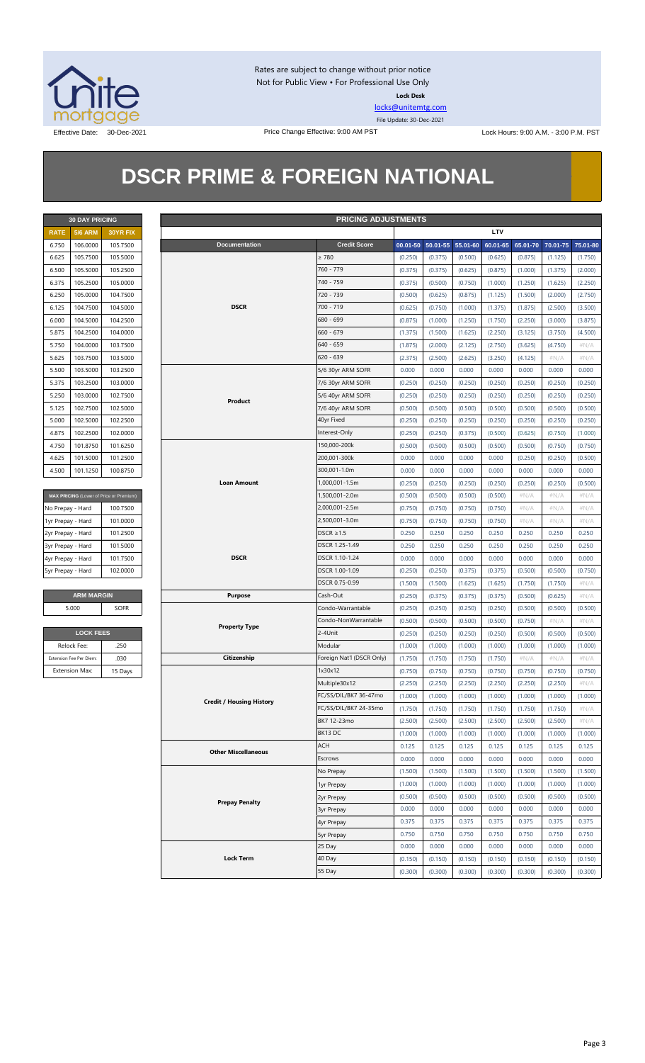Rates are subject to change without prior notice
Not for Public View • For Professional Use Only

**Lock Desk**

locks@unitemtg.com

File Update: 30-Dec-2021

Effective Date: 30-Dec-2021 | Price Change Effective: 9:00 AM PST | Lock Hours: 9:00 A.M. - 3:00 P.M. PST

# DSCR PRIME & FOREIGN NATIONAL

| 30 DAY PRICING | | |
|---|---|---|
| RATE | 5/6 ARM | 30YR FIX |
| 6.750 | 106.0000 | 105.7500 |
| 6.625 | 105.7500 | 105.5000 |
| 6.500 | 105.5000 | 105.2500 |
| 6.375 | 105.2500 | 105.0000 |
| 6.250 | 105.0000 | 104.7500 |
| 6.125 | 104.7500 | 104.5000 |
| 6.000 | 104.5000 | 104.2500 |
| 5.875 | 104.2500 | 104.0000 |
| 5.750 | 104.0000 | 103.7500 |
| 5.625 | 103.7500 | 103.5000 |
| 5.500 | 103.5000 | 103.2500 |
| 5.375 | 103.2500 | 103.0000 |
| 5.250 | 103.0000 | 102.7500 |
| 5.125 | 102.7500 | 102.5000 |
| 5.000 | 102.5000 | 102.2500 |
| 4.875 | 102.2500 | 102.0000 |
| 4.750 | 101.8750 | 101.6250 |
| 4.625 | 101.5000 | 101.2500 |
| 4.500 | 101.1250 | 100.8750 |

| MAX PRICING (Lower of Price or Premium) | |
|---|---|
| No Prepay - Hard | 100.7500 |
| 1yr Prepay - Hard | 101.0000 |
| 2yr Prepay - Hard | 101.2500 |
| 3yr Prepay - Hard | 101.5000 |
| 4yr Prepay - Hard | 101.7500 |
| 5yr Prepay - Hard | 102.0000 |

| ARM MARGIN | |
|---|---|
| 5.000 | SOFR |

| LOCK FEES | |
|---|---|
| Relock Fee: | .250 |
| Extension Fee Per Diem: | .030 |
| Extension Max: | 15 Days |

| PRICING ADJUSTMENTS | | | | | | | | |
|---|---|---|---|---|---|---|---|---|
| | | LTV | | | | | | |
| Documentation | Credit Score | 00.01-50 | 50.01-55 | 55.01-60 | 60.01-65 | 65.01-70 | 70.01-75 | 75.01-80 |
| DSCR | ≥ 780 | (0.250) | (0.375) | (0.500) | (0.625) | (0.875) | (1.125) | (1.750) |
| | 760 - 779 | (0.375) | (0.375) | (0.625) | (0.875) | (1.000) | (1.375) | (2.000) |
| | 740 - 759 | (0.375) | (0.500) | (0.750) | (1.000) | (1.250) | (1.625) | (2.250) |
| | 720 - 739 | (0.500) | (0.625) | (0.875) | (1.125) | (1.500) | (2.000) | (2.750) |
| | 700 - 719 | (0.625) | (0.750) | (1.000) | (1.375) | (1.875) | (2.500) | (3.500) |
| | 680 - 699 | (0.875) | (1.000) | (1.250) | (1.750) | (2.250) | (3.000) | (3.875) |
| | 660 - 679 | (1.375) | (1.500) | (1.625) | (2.250) | (3.125) | (3.750) | (4.500) |
| | 640 - 659 | (1.875) | (2.000) | (2.125) | (2.750) | (3.625) | (4.750) | #N/A |
| | 620 - 639 | (2.375) | (2.500) | (2.625) | (3.250) | (4.125) | #N/A | #N/A |
| Product | 5/6 30yr ARM SOFR | 0.000 | 0.000 | 0.000 | 0.000 | 0.000 | 0.000 | 0.000 |
| | 7/6 30yr ARM SOFR | (0.250) | (0.250) | (0.250) | (0.250) | (0.250) | (0.250) | (0.250) |
| | 5/6 40yr ARM SOFR | (0.250) | (0.250) | (0.250) | (0.250) | (0.250) | (0.250) | (0.250) |
| | 7/6 40yr ARM SOFR | (0.500) | (0.500) | (0.500) | (0.500) | (0.500) | (0.500) | (0.500) |
| | 40yr Fixed | (0.250) | (0.250) | (0.250) | (0.250) | (0.250) | (0.250) | (0.250) |
| | Interest-Only | (0.250) | (0.250) | (0.375) | (0.500) | (0.625) | (0.750) | (1.000) |
| Loan Amount | 150,000-200k | (0.500) | (0.500) | (0.500) | (0.500) | (0.500) | (0.750) | (0.750) |
| | 200,001-300k | 0.000 | 0.000 | 0.000 | 0.000 | (0.250) | (0.250) | (0.500) |
| | 300,001-1.0m | 0.000 | 0.000 | 0.000 | 0.000 | 0.000 | 0.000 | 0.000 |
| | 1,000,001-1.5m | (0.250) | (0.250) | (0.250) | (0.250) | (0.250) | (0.250) | (0.500) |
| | 1,500,001-2.0m | (0.500) | (0.500) | (0.500) | (0.500) | #N/A | #N/A | #N/A |
| | 2,000,001-2.5m | (0.750) | (0.750) | (0.750) | (0.750) | #N/A | #N/A | #N/A |
| | 2,500,001-3.0m | (0.750) | (0.750) | (0.750) | (0.750) | #N/A | #N/A | #N/A |
| DSCR | DSCR ≥1.5 | 0.250 | 0.250 | 0.250 | 0.250 | 0.250 | 0.250 | 0.250 |
| | DSCR 1.25-1.49 | 0.250 | 0.250 | 0.250 | 0.250 | 0.250 | 0.250 | 0.250 |
| | DSCR 1.10-1.24 | 0.000 | 0.000 | 0.000 | 0.000 | 0.000 | 0.000 | 0.000 |
| | DSCR 1.00-1.09 | (0.250) | (0.250) | (0.375) | (0.375) | (0.500) | (0.500) | (0.750) |
| | DSCR 0.75-0.99 | (1.500) | (1.500) | (1.625) | (1.625) | (1.750) | (1.750) | #N/A |
| Purpose | Cash-Out | (0.250) | (0.375) | (0.375) | (0.375) | (0.500) | (0.625) | #N/A |
| Property Type | Condo-Warrantable | (0.250) | (0.250) | (0.250) | (0.250) | (0.500) | (0.500) | (0.500) |
| | Condo-NonWarrantable | (0.500) | (0.500) | (0.500) | (0.500) | (0.750) | #N/A | #N/A |
| | 2-4Unit | (0.250) | (0.250) | (0.250) | (0.250) | (0.500) | (0.500) | (0.500) |
| | Modular | (1.000) | (1.000) | (1.000) | (1.000) | (1.000) | (1.000) | (1.000) |
| Citizenship | Foreign Nat'l (DSCR Only) | (1.750) | (1.750) | (1.750) | (1.750) | #N/A | #N/A | #N/A |
| Credit / Housing History | 1x30x12 | (0.750) | (0.750) | (0.750) | (0.750) | (0.750) | (0.750) | (0.750) |
| | Multiple30x12 | (2.250) | (2.250) | (2.250) | (2.250) | (2.250) | (2.250) | #N/A |
| | FC/SS/DIL/BK7 36-47mo | (1.000) | (1.000) | (1.000) | (1.000) | (1.000) | (1.000) | (1.000) |
| | FC/SS/DIL/BK7 24-35mo | (1.750) | (1.750) | (1.750) | (1.750) | (1.750) | (1.750) | #N/A |
| | BK7 12-23mo | (2.500) | (2.500) | (2.500) | (2.500) | (2.500) | (2.500) | #N/A |
| | BK13 DC | (1.000) | (1.000) | (1.000) | (1.000) | (1.000) | (1.000) | (1.000) |
| Other Miscellaneous | ACH | 0.125 | 0.125 | 0.125 | 0.125 | 0.125 | 0.125 | 0.125 |
| | Escrows | 0.000 | 0.000 | 0.000 | 0.000 | 0.000 | 0.000 | 0.000 |
| Prepay Penalty | No Prepay | (1.500) | (1.500) | (1.500) | (1.500) | (1.500) | (1.500) | (1.500) |
| | 1yr Prepay | (1.000) | (1.000) | (1.000) | (1.000) | (1.000) | (1.000) | (1.000) |
| | 2yr Prepay | (0.500) | (0.500) | (0.500) | (0.500) | (0.500) | (0.500) | (0.500) |
| | 3yr Prepay | 0.000 | 0.000 | 0.000 | 0.000 | 0.000 | 0.000 | 0.000 |
| | 4yr Prepay | 0.375 | 0.375 | 0.375 | 0.375 | 0.375 | 0.375 | 0.375 |
| | 5yr Prepay | 0.750 | 0.750 | 0.750 | 0.750 | 0.750 | 0.750 | 0.750 |
| Lock Term | 25 Day | 0.000 | 0.000 | 0.000 | 0.000 | 0.000 | 0.000 | 0.000 |
| | 40 Day | (0.150) | (0.150) | (0.150) | (0.150) | (0.150) | (0.150) | (0.150) |
| | 55 Day | (0.300) | (0.300) | (0.300) | (0.300) | (0.300) | (0.300) | (0.300) |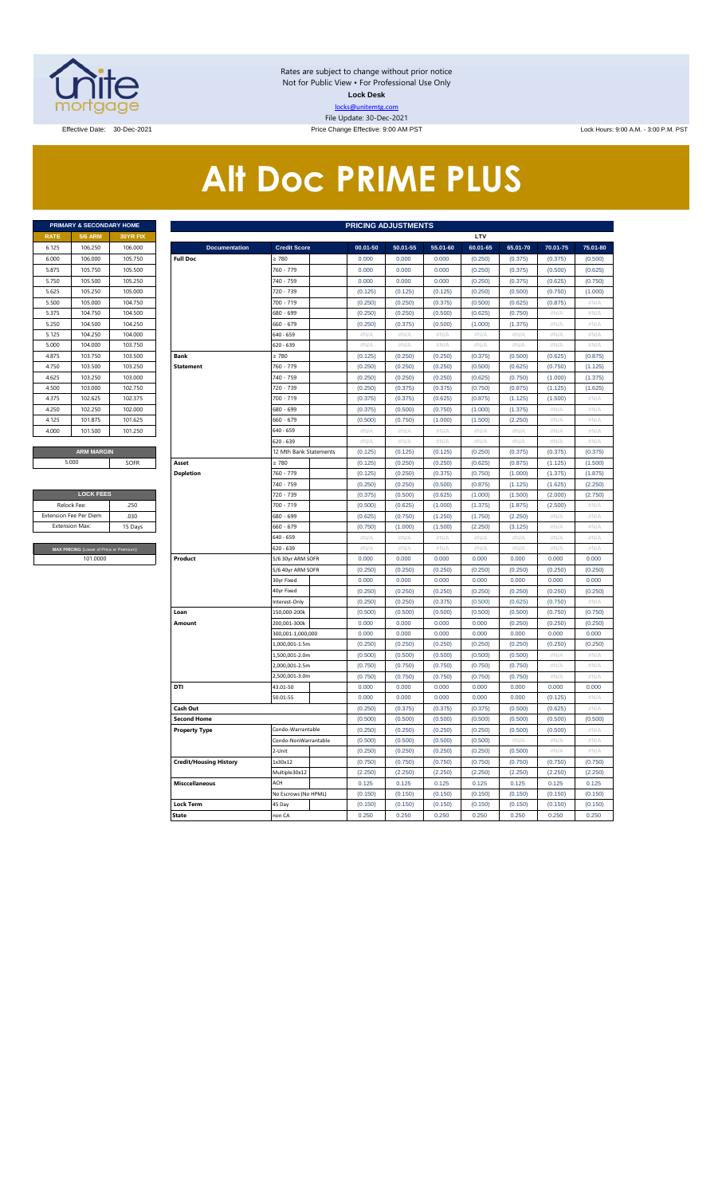Rates are subject to change without prior notice
Not for Public View • For Professional Use Only
**Lock Desk**
locks@unitemtg.com
File Update: 30-Dec-2021

Effective Date: 30-Dec-2021 | Price Change Effective: 9:00 AM PST | Lock Hours: 9:00 A.M. - 3:00 P.M. PST

# Alt Doc PRIME PLUS

| PRIMARY & SECONDARY HOME | | |
|---|---|---|
| **RATE** | **5/6 ARM** | **30YR FIX** |
| 6.125 | 106.250 | 106.000 |
| 6.000 | 106.000 | 105.750 |
| 5.875 | 105.750 | 105.500 |
| 5.750 | 105.500 | 105.250 |
| 5.625 | 105.250 | 105.000 |
| 5.500 | 105.000 | 104.750 |
| 5.375 | 104.750 | 104.500 |
| 5.250 | 104.500 | 104.250 |
| 5.125 | 104.250 | 104.000 |
| 5.000 | 104.000 | 103.750 |
| 4.875 | 103.750 | 103.500 |
| 4.750 | 103.500 | 103.250 |
| 4.625 | 103.250 | 103.000 |
| 4.500 | 103.000 | 102.750 |
| 4.375 | 102.625 | 102.375 |
| 4.250 | 102.250 | 102.000 |
| 4.125 | 101.875 | 101.625 |
| 4.000 | 101.500 | 101.250 |

| ARM MARGIN | |
|---|---|
| 5.000 | SOFR |

| LOCK FEES | |
|---|---|
| Relock Fee: | .250 |
| Extension Fee Per Diem | .030 |
| Extension Max: | 15 Days |

| MAX PRICING (Lower of Price or Premium) |
|---|
| 101.0000 |

| PRICING ADJUSTMENTS | | | | | | | | | |
|---|---|---|---|---|---|---|---|---|---|
| | | | **LTV** | | | | | | |
| **Documentation** | **Credit Score** | | **00.01-50** | **50.01-55** | **55.01-60** | **60.01-65** | **65.01-70** | **70.01-75** | **75.01-80** |
| **Full Doc** | ≥ 780 | | 0.000 | 0.000 | 0.000 | (0.250) | (0.375) | (0.375) | (0.500) |
| | 760 - 779 | | 0.000 | 0.000 | 0.000 | (0.250) | (0.375) | (0.500) | (0.625) |
| | 740 - 759 | | 0.000 | 0.000 | 0.000 | (0.250) | (0.375) | (0.625) | (0.750) |
| | 720 - 739 | | (0.125) | (0.125) | (0.125) | (0.250) | (0.500) | (0.750) | (1.000) |
| | 700 - 719 | | (0.250) | (0.250) | (0.375) | (0.500) | (0.625) | (0.875) | #N/A |
| | 680 - 699 | | (0.250) | (0.250) | (0.500) | (0.625) | (0.750) | #N/A | #N/A |
| | 660 - 679 | | (0.250) | (0.375) | (0.500) | (1.000) | (1.375) | #N/A | #N/A |
| | 640 - 659 | | #N/A | #N/A | #N/A | #N/A | #N/A | #N/A | #N/A |
| | 620 - 639 | | #N/A | #N/A | #N/A | #N/A | #N/A | #N/A | #N/A |
| **Bank Statement** | ≥ 780 | | (0.125) | (0.250) | (0.250) | (0.375) | (0.500) | (0.625) | (0.875) |
| | 760 - 779 | | (0.250) | (0.250) | (0.250) | (0.500) | (0.625) | (0.750) | (1.125) |
| | 740 - 759 | | (0.250) | (0.250) | (0.250) | (0.625) | (0.750) | (1.000) | (1.375) |
| | 720 - 739 | | (0.250) | (0.375) | (0.375) | (0.750) | (0.875) | (1.125) | (1.625) |
| | 700 - 719 | | (0.375) | (0.375) | (0.625) | (0.875) | (1.125) | (1.500) | #N/A |
| | 680 - 699 | | (0.375) | (0.500) | (0.750) | (1.000) | (1.375) | #N/A | #N/A |
| | 660 - 679 | | (0.500) | (0.750) | (1.000) | (1.500) | (2.250) | #N/A | #N/A |
| | 640 - 659 | | #N/A | #N/A | #N/A | #N/A | #N/A | #N/A | #N/A |
| | 620 - 639 | | #N/A | #N/A | #N/A | #N/A | #N/A | #N/A | #N/A |
| | 12 Mth Bank Statements | | (0.125) | (0.125) | (0.125) | (0.250) | (0.375) | (0.375) | (0.375) |
| **Asset Depletion** | ≥ 780 | | (0.125) | (0.250) | (0.250) | (0.625) | (0.875) | (1.125) | (1.500) |
| | 760 - 779 | | (0.125) | (0.250) | (0.375) | (0.750) | (1.000) | (1.375) | (1.875) |
| | 740 - 759 | | (0.250) | (0.250) | (0.500) | (0.875) | (1.125) | (1.625) | (2.250) |
| | 720 - 739 | | (0.375) | (0.500) | (0.625) | (1.000) | (1.500) | (2.000) | (2.750) |
| | 700 - 719 | | (0.500) | (0.625) | (1.000) | (1.375) | (1.875) | (2.500) | #N/A |
| | 680 - 699 | | (0.625) | (0.750) | (1.250) | (1.750) | (2.250) | #N/A | #N/A |
| | 660 - 679 | | (0.750) | (1.000) | (1.500) | (2.250) | (3.125) | #N/A | #N/A |
| | 640 - 659 | | #N/A | #N/A | #N/A | #N/A | #N/A | #N/A | #N/A |
| | 620 - 639 | | #N/A | #N/A | #N/A | #N/A | #N/A | #N/A | #N/A |
| **Product** | 5/6 30yr ARM SOFR | | 0.000 | 0.000 | 0.000 | 0.000 | 0.000 | 0.000 | 0.000 |
| | 5/6 40yr ARM SOFR | | (0.250) | (0.250) | (0.250) | (0.250) | (0.250) | (0.250) | (0.250) |
| | 30yr Fixed | | 0.000 | 0.000 | 0.000 | 0.000 | 0.000 | 0.000 | 0.000 |
| | 40yr Fixed | | (0.250) | (0.250) | (0.250) | (0.250) | (0.250) | (0.250) | (0.250) |
| | Interest-Only | | (0.250) | (0.250) | (0.375) | (0.500) | (0.625) | (0.750) | #N/A |
| **Loan Amount** | 150,000-200k | | (0.500) | (0.500) | (0.500) | (0.500) | (0.500) | (0.750) | (0.750) |
| | 200,001-300k | | 0.000 | 0.000 | 0.000 | 0.000 | (0.250) | (0.250) | (0.250) |
| | 300,001-1,000,000 | | 0.000 | 0.000 | 0.000 | 0.000 | 0.000 | 0.000 | 0.000 |
| | 1,000,001-1.5m | | (0.250) | (0.250) | (0.250) | (0.250) | (0.250) | (0.250) | (0.250) |
| | 1,500,001-2.0m | | (0.500) | (0.500) | (0.500) | (0.500) | (0.500) | #N/A | #N/A |
| | 2,000,001-2.5m | | (0.750) | (0.750) | (0.750) | (0.750) | (0.750) | #N/A | #N/A |
| | 2,500,001-3.0m | | (0.750) | (0.750) | (0.750) | (0.750) | (0.750) | #N/A | #N/A |
| **DTI** | 43.01-50 | | 0.000 | 0.000 | 0.000 | 0.000 | 0.000 | 0.000 | 0.000 |
| | 50.01-55 | | 0.000 | 0.000 | 0.000 | 0.000 | 0.000 | (0.125) | #N/A |
| **Cash Out** | | | (0.250) | (0.375) | (0.375) | (0.375) | (0.500) | (0.625) | #N/A |
| **Second Home** | | | (0.500) | (0.500) | (0.500) | (0.500) | (0.500) | (0.500) | (0.500) |
| **Property Type** | Condo-Warrantable | | (0.250) | (0.250) | (0.250) | (0.250) | (0.500) | (0.500) | #N/A |
| | Condo-NonWarrantable | | (0.500) | (0.500) | (0.500) | (0.500) | #N/A | #N/A | #N/A |
| | 2-Unit | | (0.250) | (0.250) | (0.250) | (0.250) | (0.500) | #N/A | #N/A |
| **Credit/Housing History** | 1x30x12 | | (0.750) | (0.750) | (0.750) | (0.750) | (0.750) | (0.750) | (0.750) |
| | Multiple30x12 | | (2.250) | (2.250) | (2.250) | (2.250) | (2.250) | (2.250) | (2.250) |
| **Misccellaneous** | ACH | | 0.125 | 0.125 | 0.125 | 0.125 | 0.125 | 0.125 | 0.125 |
| | No Escrows (No HPML) | | (0.150) | (0.150) | (0.150) | (0.150) | (0.150) | (0.150) | (0.150) |
| **Lock Term** | 45 Day | | (0.150) | (0.150) | (0.150) | (0.150) | (0.150) | (0.150) | (0.150) |
| **State** | non CA | | 0.250 | 0.250 | 0.250 | 0.250 | 0.250 | 0.250 | 0.250 |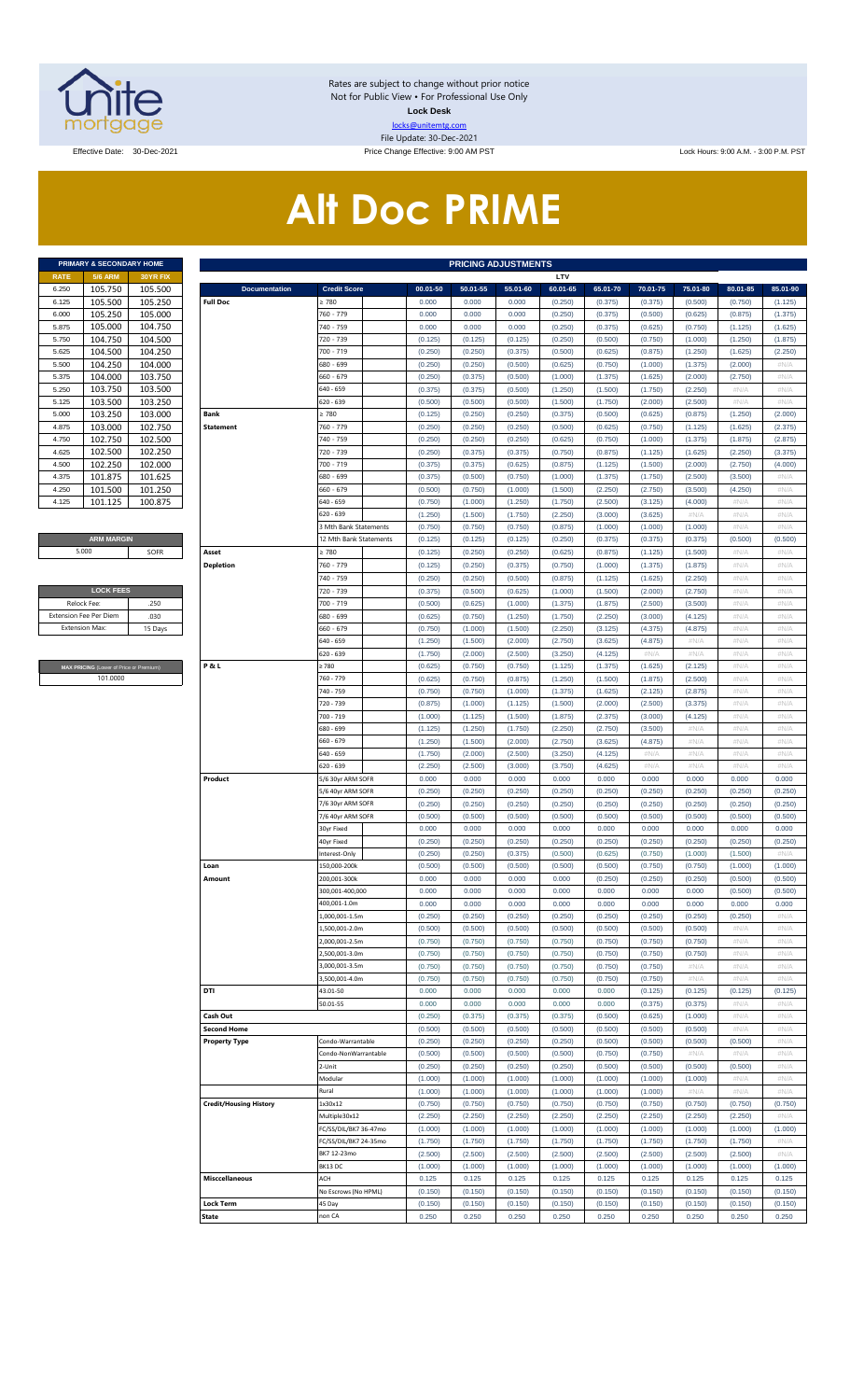Rates are subject to change without prior notice
Not for Public View • For Professional Use Only
**Lock Desk**
locks@unitemtg.com
File Update: 30-Dec-2021

Effective Date: 30-Dec-2021 | Price Change Effective: 9:00 AM PST | Lock Hours: 9:00 A.M. - 3:00 P.M. PST

# Alt Doc PRIME

| PRIMARY & SECONDARY HOME | | |
|---|---|---|
| RATE | 5/6 ARM | 30YR FIX |
| 6.250 | 105.750 | 105.500 |
| 6.125 | 105.500 | 105.250 |
| 6.000 | 105.250 | 105.000 |
| 5.875 | 105.000 | 104.750 |
| 5.750 | 104.750 | 104.500 |
| 5.625 | 104.500 | 104.250 |
| 5.500 | 104.250 | 104.000 |
| 5.375 | 104.000 | 103.750 |
| 5.250 | 103.750 | 103.500 |
| 5.125 | 103.500 | 103.250 |
| 5.000 | 103.250 | 103.000 |
| 4.875 | 103.000 | 102.750 |
| 4.750 | 102.750 | 102.500 |
| 4.625 | 102.500 | 102.250 |
| 4.500 | 102.250 | 102.000 |
| 4.375 | 101.875 | 101.625 |
| 4.250 | 101.500 | 101.250 |
| 4.125 | 101.125 | 100.875 |

| ARM MARGIN | |
|---|---|
| 5.000 | SOFR |

| LOCK FEES | |
|---|---|
| Relock Fee: | .250 |
| Extension Fee Per Diem | .030 |
| Extension Max: | 15 Days |

| MAX PRICING (Lower of Price or Premium) |
|---|
| 101.0000 |

| PRICING ADJUSTMENTS | | | | | | | | | | | |
|---|---|---|---|---|---|---|---|---|---|---|---|
| | | LTV | | | | | | | | | |
| Documentation | Credit Score | 00.01-50 | 50.01-55 | 55.01-60 | 60.01-65 | 65.01-70 | 70.01-75 | 75.01-80 | 80.01-85 | 85.01-90 |
| Full Doc | ≥ 780 | 0.000 | 0.000 | 0.000 | (0.250) | (0.375) | (0.375) | (0.500) | (0.750) | (1.125) |
| | 760 - 779 | 0.000 | 0.000 | 0.000 | (0.250) | (0.375) | (0.500) | (0.625) | (0.875) | (1.375) |
| | 740 - 759 | 0.000 | 0.000 | 0.000 | (0.250) | (0.375) | (0.625) | (0.750) | (1.125) | (1.625) |
| | 720 - 739 | (0.125) | (0.125) | (0.125) | (0.250) | (0.500) | (0.750) | (1.000) | (1.250) | (1.875) |
| | 700 - 719 | (0.250) | (0.250) | (0.375) | (0.500) | (0.625) | (0.875) | (1.250) | (1.625) | (2.250) |
| | 680 - 699 | (0.250) | (0.250) | (0.500) | (0.625) | (0.750) | (1.000) | (1.375) | (2.000) | #N/A |
| | 660 - 679 | (0.250) | (0.375) | (0.500) | (1.000) | (1.375) | (1.625) | (2.000) | (2.750) | #N/A |
| | 640 - 659 | (0.375) | (0.375) | (0.500) | (1.250) | (1.500) | (1.750) | (2.250) | #N/A | #N/A |
| | 620 - 639 | (0.500) | (0.500) | (0.500) | (1.500) | (1.750) | (2.000) | (2.500) | #N/A | #N/A |
| Bank Statement | ≥ 780 | (0.125) | (0.250) | (0.250) | (0.375) | (0.500) | (0.625) | (0.875) | (1.250) | (2.000) |
| | 760 - 779 | (0.250) | (0.250) | (0.250) | (0.500) | (0.625) | (0.750) | (1.125) | (1.625) | (2.375) |
| | 740 - 759 | (0.250) | (0.250) | (0.250) | (0.625) | (0.750) | (1.000) | (1.375) | (1.875) | (2.875) |
| | 720 - 739 | (0.250) | (0.375) | (0.375) | (0.750) | (0.875) | (1.125) | (1.625) | (2.250) | (3.375) |
| | 700 - 719 | (0.375) | (0.375) | (0.625) | (0.875) | (1.125) | (1.500) | (2.000) | (2.750) | (4.000) |
| | 680 - 699 | (0.375) | (0.500) | (0.750) | (1.000) | (1.375) | (1.750) | (2.500) | (3.500) | #N/A |
| | 660 - 679 | (0.500) | (0.750) | (1.000) | (1.500) | (2.250) | (2.750) | (3.500) | (4.250) | #N/A |
| | 640 - 659 | (0.750) | (1.000) | (1.250) | (1.750) | (2.500) | (3.125) | (4.000) | #N/A | #N/A |
| | 620 - 639 | (1.250) | (1.500) | (1.750) | (2.250) | (3.000) | (3.625) | #N/A | #N/A | #N/A |
| | 3 Mth Bank Statements | (0.750) | (0.750) | (0.750) | (0.875) | (1.000) | (1.000) | (1.000) | #N/A | #N/A |
| | 12 Mth Bank Statements | (0.125) | (0.125) | (0.125) | (0.250) | (0.375) | (0.375) | (0.375) | (0.500) | (0.500) |
| Asset Depletion | ≥ 780 | (0.125) | (0.250) | (0.250) | (0.625) | (0.875) | (1.125) | (1.500) | #N/A | #N/A |
| | 760 - 779 | (0.125) | (0.250) | (0.375) | (0.750) | (1.000) | (1.375) | (1.875) | #N/A | #N/A |
| | 740 - 759 | (0.250) | (0.250) | (0.500) | (0.875) | (1.125) | (1.625) | (2.250) | #N/A | #N/A |
| | 720 - 739 | (0.375) | (0.500) | (0.625) | (1.000) | (1.500) | (2.000) | (2.750) | #N/A | #N/A |
| | 700 - 719 | (0.500) | (0.625) | (1.000) | (1.375) | (1.875) | (2.500) | (3.500) | #N/A | #N/A |
| | 680 - 699 | (0.625) | (0.750) | (1.250) | (1.750) | (2.250) | (3.000) | (4.125) | #N/A | #N/A |
| | 660 - 679 | (0.750) | (1.000) | (1.500) | (2.250) | (3.125) | (4.375) | (4.875) | #N/A | #N/A |
| | 640 - 659 | (1.250) | (1.500) | (2.000) | (2.750) | (3.625) | (4.875) | #N/A | #N/A | #N/A |
| | 620 - 639 | (1.750) | (2.000) | (2.500) | (3.250) | (4.125) | #N/A | #N/A | #N/A | #N/A |
| P & L | ≥ 780 | (0.625) | (0.750) | (0.750) | (1.125) | (1.375) | (1.625) | (2.125) | #N/A | #N/A |
| | 760 - 779 | (0.625) | (0.750) | (0.875) | (1.250) | (1.500) | (1.875) | (2.500) | #N/A | #N/A |
| | 740 - 759 | (0.750) | (0.750) | (1.000) | (1.375) | (1.625) | (2.125) | (2.875) | #N/A | #N/A |
| | 720 - 739 | (0.875) | (1.000) | (1.125) | (1.500) | (2.000) | (2.500) | (3.375) | #N/A | #N/A |
| | 700 - 719 | (1.000) | (1.125) | (1.500) | (1.875) | (2.375) | (3.000) | (4.125) | #N/A | #N/A |
| | 680 - 699 | (1.125) | (1.250) | (1.750) | (2.250) | (2.750) | (3.500) | #N/A | #N/A | #N/A |
| | 660 - 679 | (1.250) | (1.500) | (2.000) | (2.750) | (3.625) | (4.875) | #N/A | #N/A | #N/A |
| | 640 - 659 | (1.750) | (2.000) | (2.500) | (3.250) | (4.125) | #N/A | #N/A | #N/A | #N/A |
| | 620 - 639 | (2.250) | (2.500) | (3.000) | (3.750) | (4.625) | #N/A | #N/A | #N/A | #N/A |
| Product | 5/6 30yr ARM SOFR | 0.000 | 0.000 | 0.000 | 0.000 | 0.000 | 0.000 | 0.000 | 0.000 | 0.000 |
| | 5/6 40yr ARM SOFR | (0.250) | (0.250) | (0.250) | (0.250) | (0.250) | (0.250) | (0.250) | (0.250) | (0.250) |
| | 7/6 30yr ARM SOFR | (0.250) | (0.250) | (0.250) | (0.250) | (0.250) | (0.250) | (0.250) | (0.250) | (0.250) |
| | 7/6 40yr ARM SOFR | (0.500) | (0.500) | (0.500) | (0.500) | (0.500) | (0.500) | (0.500) | (0.500) | (0.500) |
| | 30yr Fixed | 0.000 | 0.000 | 0.000 | 0.000 | 0.000 | 0.000 | 0.000 | 0.000 | 0.000 |
| | 40yr Fixed | (0.250) | (0.250) | (0.250) | (0.250) | (0.250) | (0.250) | (0.250) | (0.250) | (0.250) |
| | Interest-Only | (0.250) | (0.250) | (0.375) | (0.500) | (0.625) | (0.750) | (1.000) | (1.500) | #N/A |
| Loan Amount | 150,000-200k | (0.500) | (0.500) | (0.500) | (0.500) | (0.500) | (0.750) | (0.750) | (1.000) | (1.000) |
| | 200,001-300k | 0.000 | 0.000 | 0.000 | 0.000 | (0.250) | (0.250) | (0.250) | (0.500) | (0.500) |
| | 300,001-400,000 | 0.000 | 0.000 | 0.000 | 0.000 | 0.000 | 0.000 | 0.000 | (0.500) | (0.500) |
| | 400,001-1.0m | 0.000 | 0.000 | 0.000 | 0.000 | 0.000 | 0.000 | 0.000 | 0.000 | 0.000 |
| | 1,000,001-1.5m | (0.250) | (0.250) | (0.250) | (0.250) | (0.250) | (0.250) | (0.250) | (0.250) | #N/A |
| | 1,500,001-2.0m | (0.500) | (0.500) | (0.500) | (0.500) | (0.500) | (0.500) | (0.500) | #N/A | #N/A |
| | 2,000,001-2.5m | (0.750) | (0.750) | (0.750) | (0.750) | (0.750) | (0.750) | (0.750) | #N/A | #N/A |
| | 2,500,001-3.0m | (0.750) | (0.750) | (0.750) | (0.750) | (0.750) | (0.750) | (0.750) | #N/A | #N/A |
| | 3,000,001-3.5m | (0.750) | (0.750) | (0.750) | (0.750) | (0.750) | (0.750) | #N/A | #N/A | #N/A |
| | 3,500,001-4.0m | (0.750) | (0.750) | (0.750) | (0.750) | (0.750) | (0.750) | #N/A | #N/A | #N/A |
| DTI | 43.01-50 | 0.000 | 0.000 | 0.000 | 0.000 | 0.000 | (0.125) | (0.125) | (0.125) | (0.125) |
| | 50.01-55 | 0.000 | 0.000 | 0.000 | 0.000 | 0.000 | (0.375) | (0.375) | #N/A | #N/A |
| Cash Out | | (0.250) | (0.375) | (0.375) | (0.375) | (0.500) | (0.625) | (1.000) | #N/A | #N/A |
| Second Home | | (0.500) | (0.500) | (0.500) | (0.500) | (0.500) | (0.500) | (0.500) | #N/A | #N/A |
| Property Type | Condo-Warrantable | (0.250) | (0.250) | (0.250) | (0.250) | (0.500) | (0.500) | (0.500) | (0.500) | #N/A |
| | Condo-NonWarrantable | (0.500) | (0.500) | (0.500) | (0.500) | (0.750) | (0.750) | #N/A | #N/A | #N/A |
| | 2-Unit | (0.250) | (0.250) | (0.250) | (0.250) | (0.500) | (0.500) | (0.500) | (0.500) | #N/A |
| | Modular | (1.000) | (1.000) | (1.000) | (1.000) | (1.000) | (1.000) | (1.000) | #N/A | #N/A |
| | Rural | (1.000) | (1.000) | (1.000) | (1.000) | (1.000) | (1.000) | #N/A | #N/A | #N/A |
| Credit/Housing History | 1x30x12 | (0.750) | (0.750) | (0.750) | (0.750) | (0.750) | (0.750) | (0.750) | (0.750) | (0.750) |
| | Multiple30x12 | (2.250) | (2.250) | (2.250) | (2.250) | (2.250) | (2.250) | (2.250) | (2.250) | #N/A |
| | FC/SS/DIL/BK7 36-47mo | (1.000) | (1.000) | (1.000) | (1.000) | (1.000) | (1.000) | (1.000) | (1.000) | (1.000) |
| | FC/SS/DIL/BK7 24-35mo | (1.750) | (1.750) | (1.750) | (1.750) | (1.750) | (1.750) | (1.750) | (1.750) | #N/A |
| | BK7 12-23mo | (2.500) | (2.500) | (2.500) | (2.500) | (2.500) | (2.500) | (2.500) | (2.500) | #N/A |
| | BK13 DC | (1.000) | (1.000) | (1.000) | (1.000) | (1.000) | (1.000) | (1.000) | (1.000) | (1.000) |
| Misccellaneous | ACH | 0.125 | 0.125 | 0.125 | 0.125 | 0.125 | 0.125 | 0.125 | 0.125 | 0.125 |
| | No Escrows (No HPML) | (0.150) | (0.150) | (0.150) | (0.150) | (0.150) | (0.150) | (0.150) | (0.150) | (0.150) |
| Lock Term | 45 Day | (0.150) | (0.150) | (0.150) | (0.150) | (0.150) | (0.150) | (0.150) | (0.150) | (0.150) |
| State | non CA | 0.250 | 0.250 | 0.250 | 0.250 | 0.250 | 0.250 | 0.250 | 0.250 | 0.250 |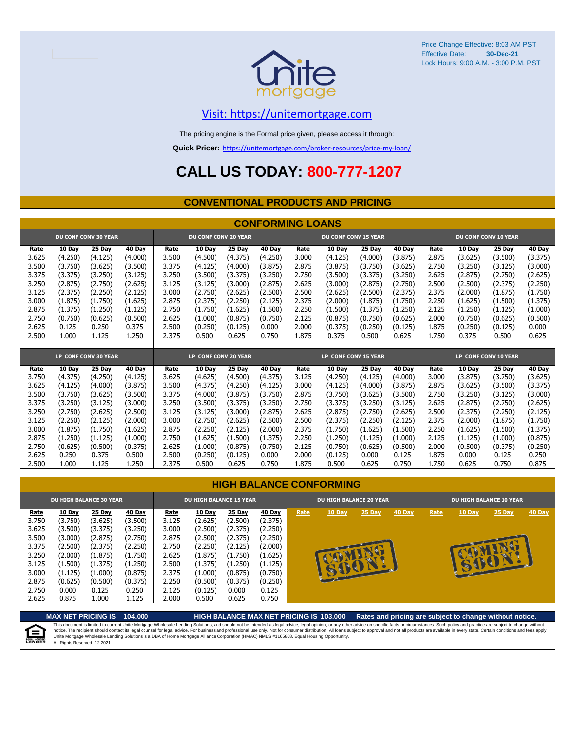Price Change Effective: 8:03 AM PST
Effective Date: 30-Dec-21
Lock Hours: 9:00 A.M. - 3:00 P.M. PST

Visit: https://unitemortgage.com

The pricing engine is the Formal price given, please access it through:

**Quick Pricer:** https://unitemortgage.com/broker-resources/price-my-loan/

# CALL US TODAY: 800-777-1207

## CONVENTIONAL PRODUCTS AND PRICING

### CONFORMING LOANS

| DU CONF CONV 30 YEAR | | | | DU CONF CONV 20 YEAR | | | | DU CONF CONV 15 YEAR | | | | DU CONF CONV 10 YEAR | | | |
|---|---|---|---|---|---|---|---|---|---|---|---|---|---|---|---|
| Rate | 10 Day | 25 Day | 40 Day | Rate | 10 Day | 25 Day | 40 Day | Rate | 10 Day | 25 Day | 40 Day | Rate | 10 Day | 25 Day | 40 Day |
| 3.625 | (4.250) | (4.125) | (4.000) | 3.500 | (4.500) | (4.375) | (4.250) | 3.000 | (4.125) | (4.000) | (3.875) | 2.875 | (3.625) | (3.500) | (3.375) |
| 3.500 | (3.750) | (3.625) | (3.500) | 3.375 | (4.125) | (4.000) | (3.875) | 2.875 | (3.875) | (3.750) | (3.625) | 2.750 | (3.250) | (3.125) | (3.000) |
| 3.375 | (3.375) | (3.250) | (3.125) | 3.250 | (3.500) | (3.375) | (3.250) | 2.750 | (3.500) | (3.375) | (3.250) | 2.625 | (2.875) | (2.750) | (2.625) |
| 3.250 | (2.875) | (2.750) | (2.625) | 3.125 | (3.125) | (3.000) | (2.875) | 2.625 | (3.000) | (2.875) | (2.750) | 2.500 | (2.500) | (2.375) | (2.250) |
| 3.125 | (2.375) | (2.250) | (2.125) | 3.000 | (2.750) | (2.625) | (2.500) | 2.500 | (2.625) | (2.500) | (2.375) | 2.375 | (2.000) | (1.875) | (1.750) |
| 3.000 | (1.875) | (1.750) | (1.625) | 2.875 | (2.375) | (2.250) | (2.125) | 2.375 | (2.000) | (1.875) | (1.750) | 2.250 | (1.625) | (1.500) | (1.375) |
| 2.875 | (1.375) | (1.250) | (1.125) | 2.750 | (1.750) | (1.625) | (1.500) | 2.250 | (1.500) | (1.375) | (1.250) | 2.125 | (1.250) | (1.125) | (1.000) |
| 2.750 | (0.750) | (0.625) | (0.500) | 2.625 | (1.000) | (0.875) | (0.750) | 2.125 | (0.875) | (0.750) | (0.625) | 2.000 | (0.750) | (0.625) | (0.500) |
| 2.625 | 0.125 | 0.250 | 0.375 | 2.500 | (0.250) | (0.125) | 0.000 | 2.000 | (0.375) | (0.250) | (0.125) | 1.875 | (0.250) | (0.125) | 0.000 |
| 2.500 | 1.000 | 1.125 | 1.250 | 2.375 | 0.500 | 0.625 | 0.750 | 1.875 | 0.375 | 0.500 | 0.625 | 1.750 | 0.375 | 0.500 | 0.625 |

| LP CONF CONV 30 YEAR | | | | LP CONF CONV 20 YEAR | | | | LP CONF CONV 15 YEAR | | | | LP CONF CONV 10 YEAR | | | |
|---|---|---|---|---|---|---|---|---|---|---|---|---|---|---|---|
| Rate | 10 Day | 25 Day | 40 Day | Rate | 10 Day | 25 Day | 40 Day | Rate | 10 Day | 25 Day | 40 Day | Rate | 10 Day | 25 Day | 40 Day |
| 3.750 | (4.375) | (4.250) | (4.125) | 3.625 | (4.625) | (4.500) | (4.375) | 3.125 | (4.250) | (4.125) | (4.000) | 3.000 | (3.875) | (3.750) | (3.625) |
| 3.625 | (4.125) | (4.000) | (3.875) | 3.500 | (4.375) | (4.250) | (4.125) | 3.000 | (4.125) | (4.000) | (3.875) | 2.875 | (3.625) | (3.500) | (3.375) |
| 3.500 | (3.750) | (3.625) | (3.500) | 3.375 | (4.000) | (3.875) | (3.750) | 2.875 | (3.750) | (3.625) | (3.500) | 2.750 | (3.250) | (3.125) | (3.000) |
| 3.375 | (3.250) | (3.125) | (3.000) | 3.250 | (3.500) | (3.375) | (3.250) | 2.750 | (3.375) | (3.250) | (3.125) | 2.625 | (2.875) | (2.750) | (2.625) |
| 3.250 | (2.750) | (2.625) | (2.500) | 3.125 | (3.125) | (3.000) | (2.875) | 2.625 | (2.875) | (2.750) | (2.625) | 2.500 | (2.375) | (2.250) | (2.125) |
| 3.125 | (2.250) | (2.125) | (2.000) | 3.000 | (2.750) | (2.625) | (2.500) | 2.500 | (2.375) | (2.250) | (2.125) | 2.375 | (2.000) | (1.875) | (1.750) |
| 3.000 | (1.875) | (1.750) | (1.625) | 2.875 | (2.250) | (2.125) | (2.000) | 2.375 | (1.750) | (1.625) | (1.500) | 2.250 | (1.625) | (1.500) | (1.375) |
| 2.875 | (1.250) | (1.125) | (1.000) | 2.750 | (1.625) | (1.500) | (1.375) | 2.250 | (1.250) | (1.125) | (1.000) | 2.125 | (1.125) | (1.000) | (0.875) |
| 2.750 | (0.625) | (0.500) | (0.375) | 2.625 | (1.000) | (0.875) | (0.750) | 2.125 | (0.750) | (0.625) | (0.500) | 2.000 | (0.500) | (0.375) | (0.250) |
| 2.625 | 0.250 | 0.375 | 0.500 | 2.500 | (0.250) | (0.125) | 0.000 | 2.000 | (0.125) | 0.000 | 0.125 | 1.875 | 0.000 | 0.125 | 0.250 |
| 2.500 | 1.000 | 1.125 | 1.250 | 2.375 | 0.500 | 0.625 | 0.750 | 1.875 | 0.500 | 0.625 | 0.750 | 1.750 | 0.625 | 0.750 | 0.875 |

### HIGH BALANCE CONFORMING

| DU HIGH BALANCE 30 YEAR | | | | DU HIGH BALANCE 15 YEAR | | | | DU HIGH BALANCE 20 YEAR | | | | DU HIGH BALANCE 10 YEAR | | | |
|---|---|---|---|---|---|---|---|---|---|---|---|---|---|---|---|
| Rate | 10 Day | 25 Day | 40 Day | Rate | 10 Day | 25 Day | 40 Day | Rate | 10 Day | 25 Day | 40 Day | Rate | 10 Day | 25 Day | 40 Day |
| 3.750 | (3.750) | (3.625) | (3.500) | 3.125 | (2.625) | (2.500) | (2.375) | COMING SOON! | | | | COMING SOON! | | | |
| 3.625 | (3.500) | (3.375) | (3.250) | 3.000 | (2.500) | (2.375) | (2.250) | | | | | | | | |
| 3.500 | (3.000) | (2.875) | (2.750) | 2.875 | (2.500) | (2.375) | (2.250) | | | | | | | | |
| 3.375 | (2.500) | (2.375) | (2.250) | 2.750 | (2.250) | (2.125) | (2.000) | | | | | | | | |
| 3.250 | (2.000) | (1.875) | (1.750) | 2.625 | (1.875) | (1.750) | (1.625) | | | | | | | | |
| 3.125 | (1.500) | (1.375) | (1.250) | 2.500 | (1.375) | (1.250) | (1.125) | | | | | | | | |
| 3.000 | (1.125) | (1.000) | (0.875) | 2.375 | (1.000) | (0.875) | (0.750) | | | | | | | | |
| 2.875 | (0.625) | (0.500) | (0.375) | 2.250 | (0.500) | (0.375) | (0.250) | | | | | | | | |
| 2.750 | 0.000 | 0.125 | 0.250 | 2.125 | (0.125) | 0.000 | 0.125 | | | | | | | | |
| 2.625 | 0.875 | 1.000 | 1.125 | 2.000 | 0.500 | 0.625 | 0.750 | | | | | | | | |

**MAX NET PRICING IS 104.000** **HIGH BALANCE MAX NET PRICING IS 103.000** **Rates and pricing are subject to change without notice.**

This document is limited to current Unite Mortgage Wholesale Lending Solutions, and should not be intended as legal advice, legal opinion, or any other advice on specific facts or circumstances. Such policy and practice are subject to change without notice. The recipient should contact its legal counsel for legal advice. For business and professional use only. Not for consumer distribution. All loans subject to approval and not all products are available in every state. Certain conditions and fees apply. Unite Mortgage Wholesale Lending Solutions is a DBA of Home Mortgage Alliance Corporation (HMAC) NMLS #1165808. Equal Housing Opportunity.
All Rights Reserved. 12.2021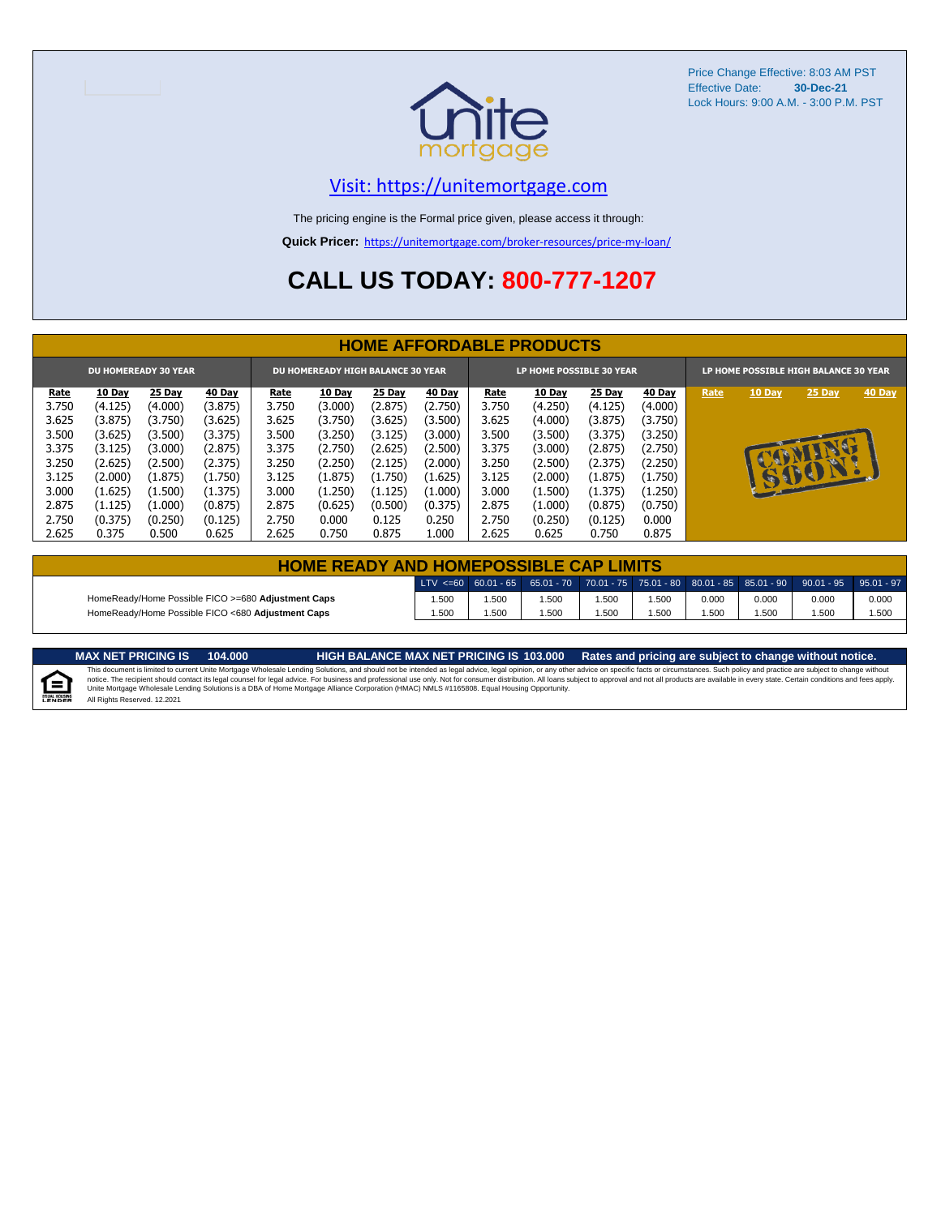Price Change Effective: 8:03 AM PST
Effective Date: **30-Dec-21**
Lock Hours: 9:00 A.M. - 3:00 P.M. PST

[Visit: https://unitemortgage.com](https://unitemortgage.com)

The pricing engine is the Formal price given, please access it through:

**Quick Pricer:** [https://unitemortgage.com/broker-resources/price-my-loan/](https://unitemortgage.com/broker-resources/price-my-loan/)

# CALL US TODAY: 800-777-1207

## HOME AFFORDABLE PRODUCTS

| DU HOMEREADY 30 YEAR | | | | DU HOMEREADY HIGH BALANCE 30 YEAR | | | | LP HOME POSSIBLE 30 YEAR | | | | LP HOME POSSIBLE HIGH BALANCE 30 YEAR | | | |
|---|---|---|---|---|---|---|---|---|---|---|---|---|---|---|---|
| Rate | 10 Day | 25 Day | 40 Day | Rate | 10 Day | 25 Day | 40 Day | Rate | 10 Day | 25 Day | 40 Day | Rate | 10 Day | 25 Day | 40 Day |
| 3.750 | (4.125) | (4.000) | (3.875) | 3.750 | (3.000) | (2.875) | (2.750) | 3.750 | (4.250) | (4.125) | (4.000) | | | | |
| 3.625 | (3.875) | (3.750) | (3.625) | 3.625 | (3.750) | (3.625) | (3.500) | 3.625 | (4.000) | (3.875) | (3.750) | | | | |
| 3.500 | (3.625) | (3.500) | (3.375) | 3.500 | (3.250) | (3.125) | (3.000) | 3.500 | (3.500) | (3.375) | (3.250) | | COMING SOON! | | |
| 3.375 | (3.125) | (3.000) | (2.875) | 3.375 | (2.750) | (2.625) | (2.500) | 3.375 | (3.000) | (2.875) | (2.750) | | | | |
| 3.250 | (2.625) | (2.500) | (2.375) | 3.250 | (2.250) | (2.125) | (2.000) | 3.250 | (2.500) | (2.375) | (2.250) | | | | |
| 3.125 | (2.000) | (1.875) | (1.750) | 3.125 | (1.875) | (1.750) | (1.625) | 3.125 | (2.000) | (1.875) | (1.750) | | | | |
| 3.000 | (1.625) | (1.500) | (1.375) | 3.000 | (1.250) | (1.125) | (1.000) | 3.000 | (1.500) | (1.375) | (1.250) | | | | |
| 2.875 | (1.125) | (1.000) | (0.875) | 2.875 | (0.625) | (0.500) | (0.375) | 2.875 | (1.000) | (0.875) | (0.750) | | | | |
| 2.750 | (0.375) | (0.250) | (0.125) | 2.750 | 0.000 | 0.125 | 0.250 | 2.750 | (0.250) | (0.125) | 0.000 | | | | |
| 2.625 | 0.375 | 0.500 | 0.625 | 2.625 | 0.750 | 0.875 | 1.000 | 2.625 | 0.625 | 0.750 | 0.875 | | | | |

## HOME READY AND HOMEPOSSIBLE CAP LIMITS

| | LTV <=60 | 60.01 - 65 | 65.01 - 70 | 70.01 - 75 | 75.01 - 80 | 80.01 - 85 | 85.01 - 90 | 90.01 - 95 | 95.01 - 97 |
|---|---|---|---|---|---|---|---|---|---|
| HomeReady/Home Possible FICO >=680 **Adjustment Caps** | 1.500 | 1.500 | 1.500 | 1.500 | 1.500 | 0.000 | 0.000 | 0.000 | 0.000 |
| HomeReady/Home Possible FICO <680 **Adjustment Caps** | 1.500 | 1.500 | 1.500 | 1.500 | 1.500 | 1.500 | 1.500 | 1.500 | 1.500 |

**MAX NET PRICING IS 104.000** **HIGH BALANCE MAX NET PRICING IS 103.000** **Rates and pricing are subject to change without notice.**

This document is limited to current Unite Mortgage Wholesale Lending Solutions, and should not be intended as legal advice, legal opinion, or any other advice on specific facts or circumstances. Such policy and practice are subject to change without notice. The recipient should contact its legal counsel for legal advice. For business and professional use only. Not for consumer distribution. All loans subject to approval and not all products are available in every state. Certain conditions and fees apply. Unite Mortgage Wholesale Lending Solutions is a DBA of Home Mortgage Alliance Corporation (HMAC) NMLS #1165808. Equal Housing Opportunity.
All Rights Reserved. 12.2021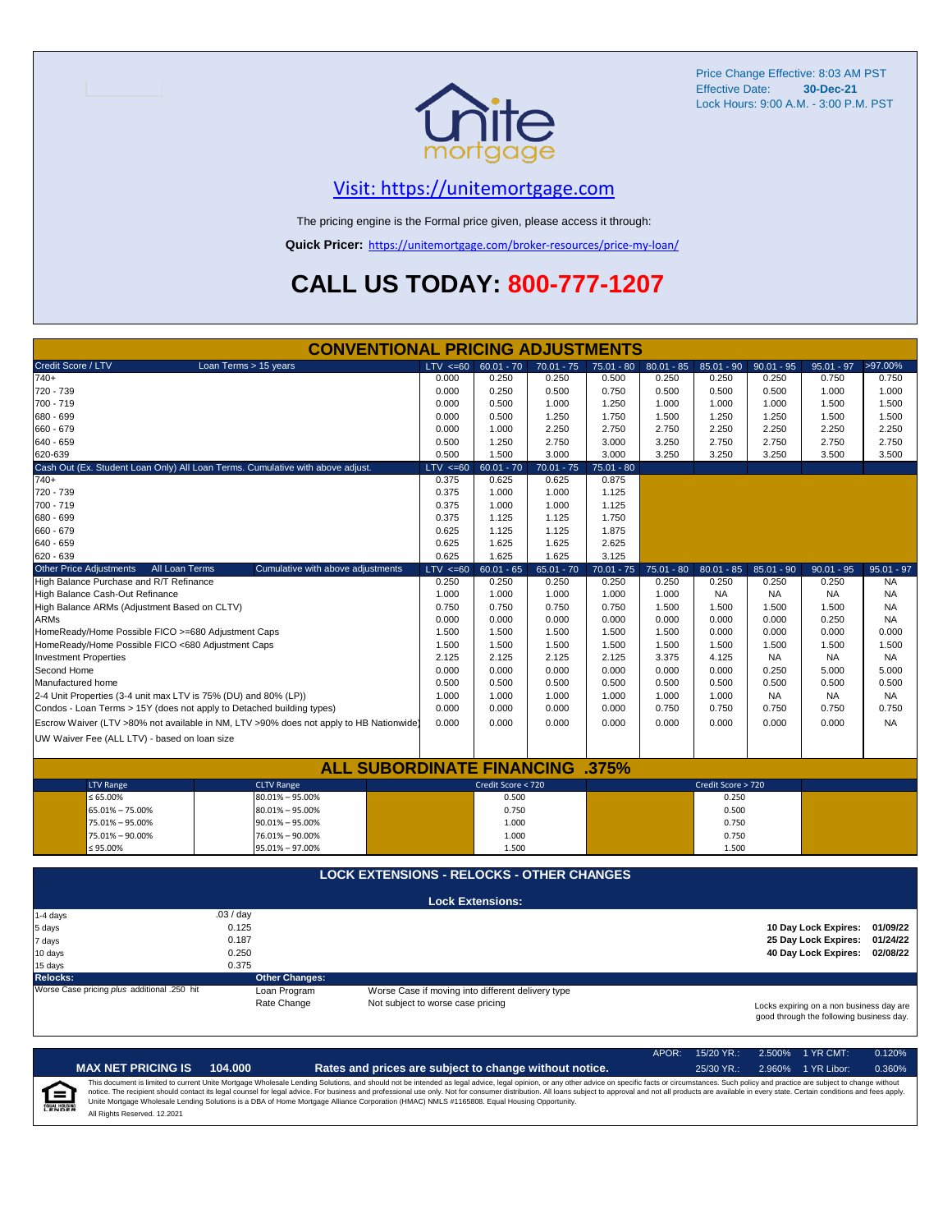Price Change Effective: 8:03 AM PST
Effective Date: **30-Dec-21**
Lock Hours: 9:00 A.M. - 3:00 P.M. PST

## Visit: https://unitemortgage.com

The pricing engine is the Formal price given, please access it through:

**Quick Pricer:** https://unitemortgage.com/broker-resources/price-my-loan/

# CALL US TODAY: 800-777-1207

## CONVENTIONAL PRICING ADJUSTMENTS

| Credit Score / LTV — Loan Terms > 15 years | LTV <=60 | 60.01 - 70 | 70.01 - 75 | 75.01 - 80 | 80.01 - 85 | 85.01 - 90 | 90.01 - 95 | 95.01 - 97 | >97.00% |
|---|---|---|---|---|---|---|---|---|---|
| 740+ | 0.000 | 0.250 | 0.250 | 0.500 | 0.250 | 0.250 | 0.250 | 0.750 | 0.750 |
| 720 - 739 | 0.000 | 0.250 | 0.500 | 0.750 | 0.500 | 0.500 | 0.500 | 1.000 | 1.000 |
| 700 - 719 | 0.000 | 0.500 | 1.000 | 1.250 | 1.000 | 1.000 | 1.000 | 1.500 | 1.500 |
| 680 - 699 | 0.000 | 0.500 | 1.250 | 1.750 | 1.500 | 1.250 | 1.250 | 1.500 | 1.500 |
| 660 - 679 | 0.000 | 1.000 | 2.250 | 2.750 | 2.750 | 2.250 | 2.250 | 2.250 | 2.250 |
| 640 - 659 | 0.500 | 1.250 | 2.750 | 3.000 | 3.250 | 2.750 | 2.750 | 2.750 | 2.750 |
| 620-639 | 0.500 | 1.500 | 3.000 | 3.000 | 3.250 | 3.250 | 3.250 | 3.500 | 3.500 |

| Cash Out (Ex. Student Loan Only) All Loan Terms. Cumulative with above adjust. | LTV <=60 | 60.01 - 70 | 70.01 - 75 | 75.01 - 80 |
|---|---|---|---|---|
| 740+ | 0.375 | 0.625 | 0.625 | 0.875 |
| 720 - 739 | 0.375 | 1.000 | 1.000 | 1.125 |
| 700 - 719 | 0.375 | 1.000 | 1.000 | 1.125 |
| 680 - 699 | 0.375 | 1.125 | 1.125 | 1.750 |
| 660 - 679 | 0.625 | 1.125 | 1.125 | 1.875 |
| 640 - 659 | 0.625 | 1.625 | 1.625 | 2.625 |
| 620 - 639 | 0.625 | 1.625 | 1.625 | 3.125 |

| Other Price Adjustments — All Loan Terms — Cumulative with above adjustments | LTV <=60 | 60.01 - 65 | 65.01 - 70 | 70.01 - 75 | 75.01 - 80 | 80.01 - 85 | 85.01 - 90 | 90.01 - 95 | 95.01 - 97 |
|---|---|---|---|---|---|---|---|---|---|
| High Balance Purchase and R/T Refinance | 0.250 | 0.250 | 0.250 | 0.250 | 0.250 | 0.250 | 0.250 | 0.250 | NA |
| High Balance Cash-Out Refinance | 1.000 | 1.000 | 1.000 | 1.000 | 1.000 | NA | NA | NA | NA |
| High Balance ARMs (Adjustment Based on CLTV) | 0.750 | 0.750 | 0.750 | 0.750 | 1.500 | 1.500 | 1.500 | 1.500 | NA |
| ARMs | 0.000 | 0.000 | 0.000 | 0.000 | 0.000 | 0.000 | 0.000 | 0.250 | NA |
| HomeReady/Home Possible FICO >=680 Adjustment Caps | 1.500 | 1.500 | 1.500 | 1.500 | 1.500 | 0.000 | 0.000 | 0.000 | 0.000 |
| HomeReady/Home Possible FICO <680 Adjustment Caps | 1.500 | 1.500 | 1.500 | 1.500 | 1.500 | 1.500 | 1.500 | 1.500 | 1.500 |
| Investment Properties | 2.125 | 2.125 | 2.125 | 2.125 | 3.375 | 4.125 | NA | NA | NA |
| Second Home | 0.000 | 0.000 | 0.000 | 0.000 | 0.000 | 0.000 | 0.250 | 5.000 | 5.000 |
| Manufactured home | 0.500 | 0.500 | 0.500 | 0.500 | 0.500 | 0.500 | 0.500 | 0.500 | 0.500 |
| 2-4 Unit Properties (3-4 unit max LTV is 75% (DU) and 80% (LP)) | 1.000 | 1.000 | 1.000 | 1.000 | 1.000 | 1.000 | NA | NA | NA |
| Condos - Loan Terms > 15Y (does not apply to Detached building types) | 0.000 | 0.000 | 0.000 | 0.000 | 0.750 | 0.750 | 0.750 | 0.750 | 0.750 |
| Escrow Waiver (LTV >80% not available in NM, LTV >90% does not apply to HB Nationwide) | 0.000 | 0.000 | 0.000 | 0.000 | 0.000 | 0.000 | 0.000 | 0.000 | NA |
| UW Waiver Fee (ALL LTV) - based on loan size | | | | | | | | | |

## ALL SUBORDINATE FINANCING .375%

| LTV Range | CLTV Range | Credit Score < 720 | Credit Score > 720 |
|---|---|---|---|
| ≤ 65.00% | 80.01% – 95.00% | 0.500 | 0.250 |
| 65.01% – 75.00% | 80.01% – 95.00% | 0.750 | 0.500 |
| 75.01% – 95.00% | 90.01% – 95.00% | 1.000 | 0.750 |
| 75.01% – 90.00% | 76.01% – 90.00% | 1.000 | 0.750 |
| ≤ 95.00% | 95.01% – 97.00% | 1.500 | 1.500 |

## LOCK EXTENSIONS - RELOCKS - OTHER CHANGES

**Lock Extensions:**

| | |
|---|---|
| 1-4 days | .03 / day |
| 5 days | 0.125 |
| 7 days | 0.187 |
| 10 days | 0.250 |
| 15 days | 0.375 |

| | |
|---|---|
| **10 Day Lock Expires:** | **01/09/22** |
| **25 Day Lock Expires:** | **01/24/22** |
| **40 Day Lock Expires:** | **02/08/22** |

**Relocks:** Worse Case pricing *plus* additional .250 hit

**Other Changes:**

| | |
|---|---|
| Loan Program | Worse Case if moving into different delivery type |
| Rate Change | Not subject to worse case pricing |

Locks expiring on a non business day are good through the following business day.

| APOR: | 15/20 YR.: | 2.500% | 1 YR CMT: | 0.120% |
|---|---|---|---|---|
| | 25/30 YR.: | 2.960% | 1 YR Libor: | 0.360% |

**MAX NET PRICING IS 104.000** — **Rates and prices are subject to change without notice.**

This document is limited to current Unite Mortgage Wholesale Lending Solutions, and should not be intended as legal advice, legal opinion, or any other advice on specific facts or circumstances. Such policy and practice are subject to change without notice. The recipient should contact its legal counsel for legal advice. For business and professional use only. Not for consumer distribution. All loans subject to approval and not all products are available in every state. Certain conditions and fees apply. Unite Mortgage Wholesale Lending Solutions is a DBA of Home Mortgage Alliance Corporation (HMAC) NMLS #1165808. Equal Housing Opportunity.

All Rights Reserved. 12.2021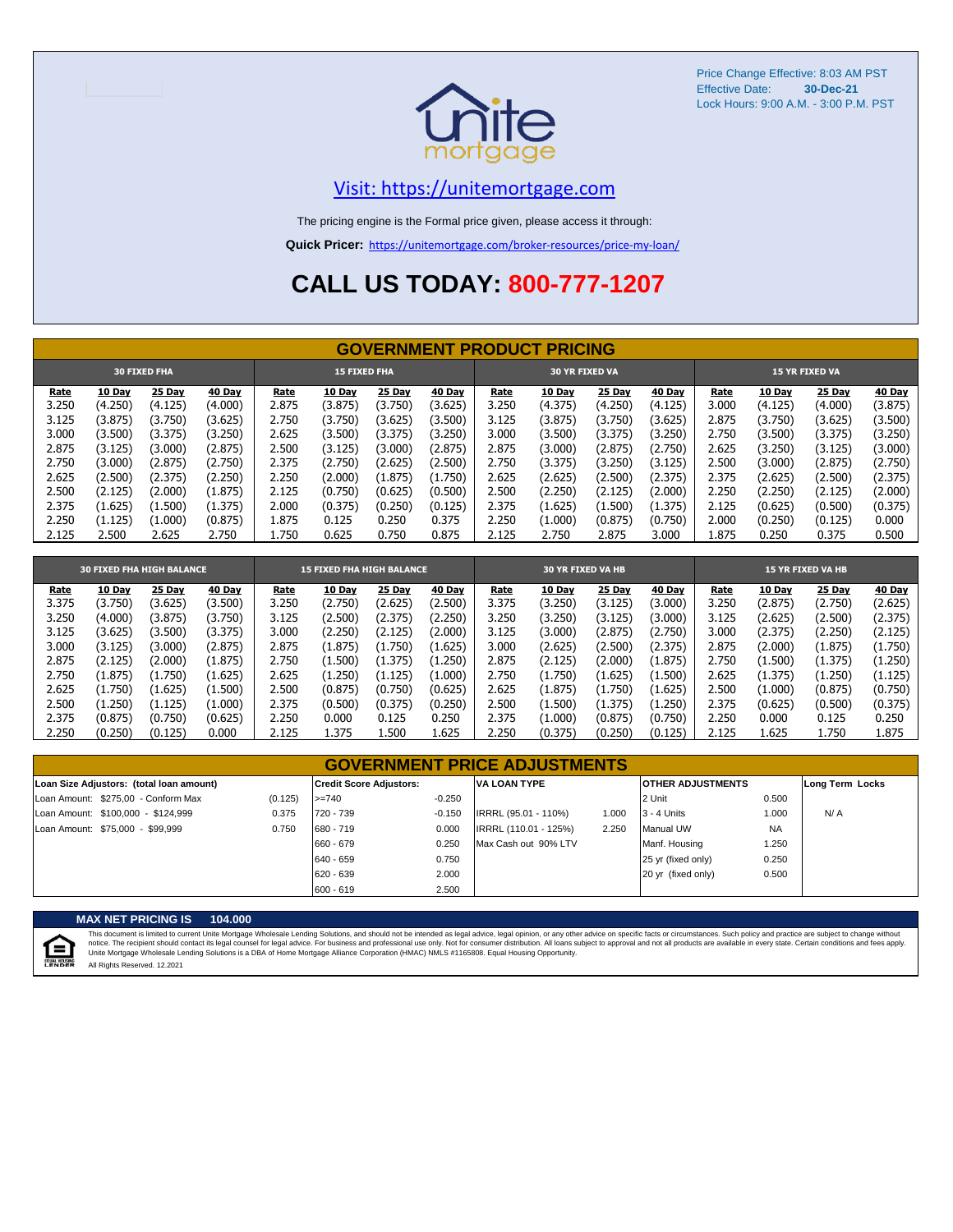Price Change Effective: 8:03 AM PST
Effective Date: **30-Dec-21**
Lock Hours: 9:00 A.M. - 3:00 P.M. PST

unite mortgage

## Visit: https://unitemortgage.com

The pricing engine is the Formal price given, please access it through:

**Quick Pricer:** https://unitemortgage.com/broker-resources/price-my-loan/

# CALL US TODAY: 800-777-1207

## GOVERNMENT PRODUCT PRICING

| 30 FIXED FHA | | | | 15 FIXED FHA | | | | 30 YR FIXED VA | | | | 15 YR FIXED VA | | | |
|---|---|---|---|---|---|---|---|---|---|---|---|---|---|---|---|
| Rate | 10 Day | 25 Day | 40 Day | Rate | 10 Day | 25 Day | 40 Day | Rate | 10 Day | 25 Day | 40 Day | Rate | 10 Day | 25 Day | 40 Day |
| 3.250 | (4.250) | (4.125) | (4.000) | 2.875 | (3.875) | (3.750) | (3.625) | 3.250 | (4.375) | (4.250) | (4.125) | 3.000 | (4.125) | (4.000) | (3.875) |
| 3.125 | (3.875) | (3.750) | (3.625) | 2.750 | (3.750) | (3.625) | (3.500) | 3.125 | (3.875) | (3.750) | (3.625) | 2.875 | (3.750) | (3.625) | (3.500) |
| 3.000 | (3.500) | (3.375) | (3.250) | 2.625 | (3.500) | (3.375) | (3.250) | 3.000 | (3.500) | (3.375) | (3.250) | 2.750 | (3.500) | (3.375) | (3.250) |
| 2.875 | (3.125) | (3.000) | (2.875) | 2.500 | (3.125) | (3.000) | (2.875) | 2.875 | (3.000) | (2.875) | (2.750) | 2.625 | (3.250) | (3.125) | (3.000) |
| 2.750 | (3.000) | (2.875) | (2.750) | 2.375 | (2.750) | (2.625) | (2.500) | 2.750 | (3.375) | (3.250) | (3.125) | 2.500 | (3.000) | (2.875) | (2.750) |
| 2.625 | (2.500) | (2.375) | (2.250) | 2.250 | (2.000) | (1.875) | (1.750) | 2.625 | (2.625) | (2.500) | (2.375) | 2.375 | (2.625) | (2.500) | (2.375) |
| 2.500 | (2.125) | (2.000) | (1.875) | 2.125 | (0.750) | (0.625) | (0.500) | 2.500 | (2.250) | (2.125) | (2.000) | 2.250 | (2.250) | (2.125) | (2.000) |
| 2.375 | (1.625) | (1.500) | (1.375) | 2.000 | (0.375) | (0.250) | (0.125) | 2.375 | (1.625) | (1.500) | (1.375) | 2.125 | (0.625) | (0.500) | (0.375) |
| 2.250 | (1.125) | (1.000) | (0.875) | 1.875 | 0.125 | 0.250 | 0.375 | 2.250 | (1.000) | (0.875) | (0.750) | 2.000 | (0.250) | (0.125) | 0.000 |
| 2.125 | 2.500 | 2.625 | 2.750 | 1.750 | 0.625 | 0.750 | 0.875 | 2.125 | 2.750 | 2.875 | 3.000 | 1.875 | 0.250 | 0.375 | 0.500 |

| 30 FIXED FHA HIGH BALANCE | | | | 15 FIXED FHA HIGH BALANCE | | | | 30 YR FIXED VA HB | | | | 15 YR FIXED VA HB | | | |
|---|---|---|---|---|---|---|---|---|---|---|---|---|---|---|---|
| Rate | 10 Day | 25 Day | 40 Day | Rate | 10 Day | 25 Day | 40 Day | Rate | 10 Day | 25 Day | 40 Day | Rate | 10 Day | 25 Day | 40 Day |
| 3.375 | (3.750) | (3.625) | (3.500) | 3.250 | (2.750) | (2.625) | (2.500) | 3.375 | (3.250) | (3.125) | (3.000) | 3.250 | (2.875) | (2.750) | (2.625) |
| 3.250 | (4.000) | (3.875) | (3.750) | 3.125 | (2.500) | (2.375) | (2.250) | 3.250 | (3.250) | (3.125) | (3.000) | 3.125 | (2.625) | (2.500) | (2.375) |
| 3.125 | (3.625) | (3.500) | (3.375) | 3.000 | (2.250) | (2.125) | (2.000) | 3.125 | (3.000) | (2.875) | (2.750) | 3.000 | (2.375) | (2.250) | (2.125) |
| 3.000 | (3.125) | (3.000) | (2.875) | 2.875 | (1.875) | (1.750) | (1.625) | 3.000 | (2.625) | (2.500) | (2.375) | 2.875 | (2.000) | (1.875) | (1.750) |
| 2.875 | (2.125) | (2.000) | (1.875) | 2.750 | (1.500) | (1.375) | (1.250) | 2.875 | (2.125) | (2.000) | (1.875) | 2.750 | (1.500) | (1.375) | (1.250) |
| 2.750 | (1.875) | (1.750) | (1.625) | 2.625 | (1.250) | (1.125) | (1.000) | 2.750 | (1.750) | (1.625) | (1.500) | 2.625 | (1.375) | (1.250) | (1.125) |
| 2.625 | (1.750) | (1.625) | (1.500) | 2.500 | (0.875) | (0.750) | (0.625) | 2.625 | (1.875) | (1.750) | (1.625) | 2.500 | (1.000) | (0.875) | (0.750) |
| 2.500 | (1.250) | (1.125) | (1.000) | 2.375 | (0.500) | (0.375) | (0.250) | 2.500 | (1.500) | (1.375) | (1.250) | 2.375 | (0.625) | (0.500) | (0.375) |
| 2.375 | (0.875) | (0.750) | (0.625) | 2.250 | 0.000 | 0.125 | 0.250 | 2.375 | (1.000) | (0.875) | (0.750) | 2.250 | 0.000 | 0.125 | 0.250 |
| 2.250 | (0.250) | (0.125) | 0.000 | 2.125 | 1.375 | 1.500 | 1.625 | 2.250 | (0.375) | (0.250) | (0.125) | 2.125 | 1.625 | 1.750 | 1.875 |

## GOVERNMENT PRICE ADJUSTMENTS

| Loan Size Adjustors: (total loan amount) | | Credit Score Adjustors: | | VA LOAN TYPE | | OTHER ADJUSTMENTS | | Long Term Locks |
|---|---|---|---|---|---|---|---|---|
| Loan Amount: $275,00 - Conform Max | (0.125) | >=740 | -0.250 | | | 2 Unit | 0.500 | |
| Loan Amount: $100,000 - $124,999 | 0.375 | 720 - 739 | -0.150 | IRRRL (95.01 - 110%) | 1.000 | 3 - 4 Units | 1.000 | N/A |
| Loan Amount: $75,000 - $99,999 | 0.750 | 680 - 719 | 0.000 | IRRRL (110.01 - 125%) | 2.250 | Manual UW | NA | |
| | | 660 - 679 | 0.250 | Max Cash out 90% LTV | | Manf. Housing | 1.250 | |
| | | 640 - 659 | 0.750 | | | 25 yr (fixed only) | 0.250 | |
| | | 620 - 639 | 2.000 | | | 20 yr (fixed only) | 0.500 | |
| | | 600 - 619 | 2.500 | | | | | |

**MAX NET PRICING IS 104.000**

This document is limited to current Unite Mortgage Wholesale Lending Solutions, and should not be intended as legal advice, legal opinion, or any other advice on specific facts or circumstances. Such policy and practice are subject to change without notice. The recipient should contact its legal counsel for legal advice. For business and professional use only. Not for consumer distribution. All loans subject to approval and not all products are available in every state. Certain conditions and fees apply. Unite Mortgage Wholesale Lending Solutions is a DBA of Home Mortgage Alliance Corporation (HMAC) NMLS #1165808. Equal Housing Opportunity.
All Rights Reserved. 12.2021